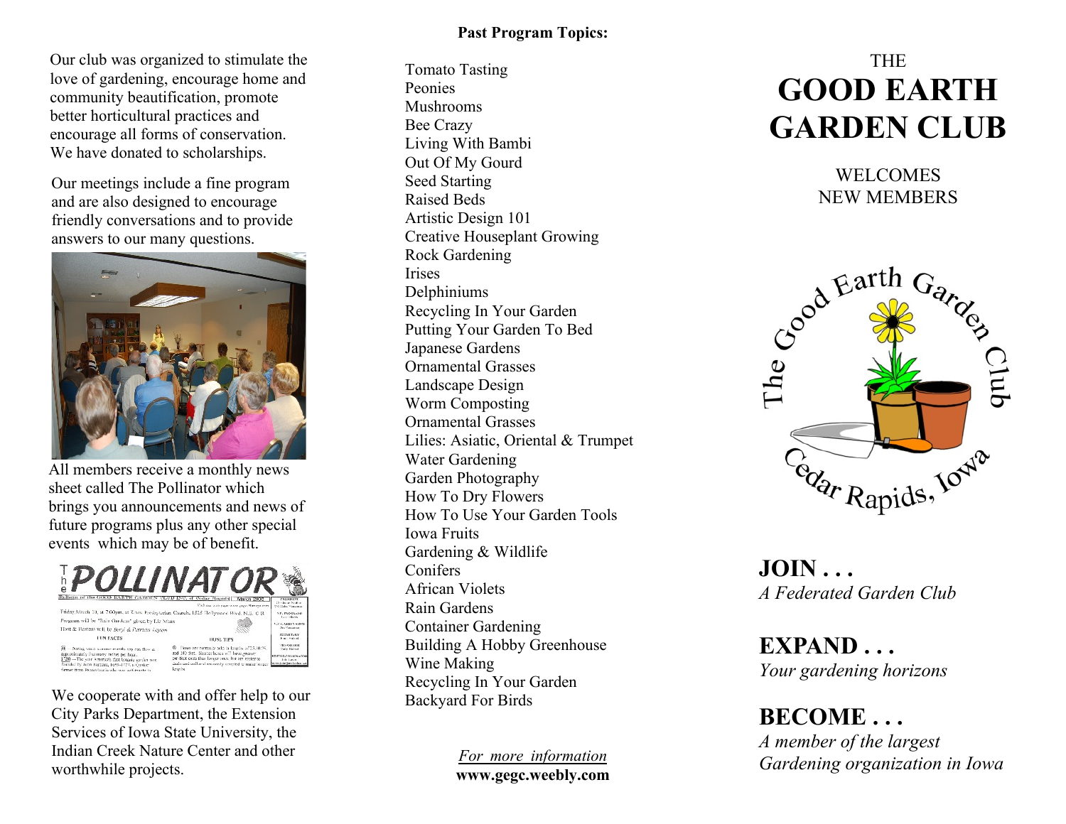Our club was organized to stimulate the love of gardening, encourage home and community beautification, promote better horticultural practices and encourage all forms of conservation. We have donated to scholarships.

Our meetings include a fine program and are also designed to encourage friendly conversations and to provide answers to our many questions.

All members receive a monthly news sheet called The Pollinator which brings you announcements and news of future programs plus any other special events which may be of benefit.

We cooperate with and offer help to our City Parks Department, the Extension Services of Iowa State University, the Indian Creek Nature Center and other worthwhile projects.

**Past Program Topics:**

Tomato Tasting
Peonies
Mushrooms
Bee Crazy
Living With Bambi
Out Of My Gourd
Seed Starting
Raised Beds
Artistic Design 101
Creative Houseplant Growing
Rock Gardening
Irises
Delphiniums
Recycling In Your Garden
Putting Your Garden To Bed
Japanese Gardens
Ornamental Grasses
Landscape Design
Worm Composting
Ornamental Grasses
Lilies: Asiatic, Oriental & Trumpet
Water Gardening
Garden Photography
How To Dry Flowers
How To Use Your Garden Tools
Iowa Fruits
Gardening & Wildlife
Conifers
African Violets
Rain Gardens
Container Gardening
Building A Hobby Greenhouse
Wine Making
Recycling In Your Garden
Backyard For Birds

For more information
**www.gegc.weebly.com**

THE
# GOOD EARTH GARDEN CLUB

WELCOMES
NEW MEMBERS

The Good Earth Garden Club
Cedar Rapids, Iowa

**JOIN . . .**
*A Federated Garden Club*

**EXPAND . . .**
*Your gardening horizons*

**BECOME . . .**
*A member of the largest Gardening organization in Iowa*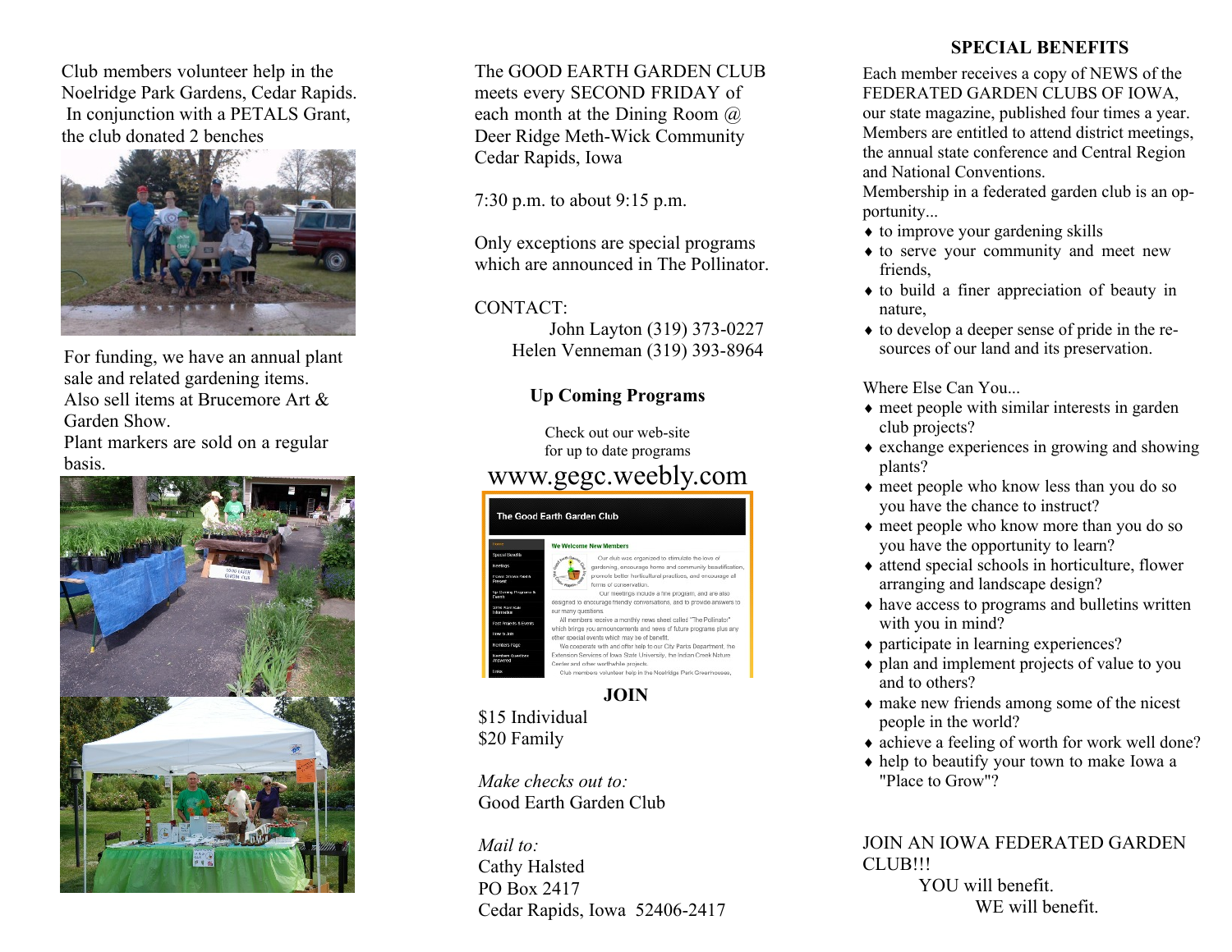Club members volunteer help in the Noelridge Park Gardens, Cedar Rapids. In conjunction with a PETALS Grant, the club donated 2 benches

For funding, we have an annual plant sale and related gardening items. Also sell items at Brucemore Art & Garden Show.
Plant markers are sold on a regular basis.

The GOOD EARTH GARDEN CLUB meets every SECOND FRIDAY of each month at the Dining Room @ Deer Ridge Meth-Wick Community Cedar Rapids, Iowa

7:30 p.m. to about 9:15 p.m.

Only exceptions are special programs which are announced in The Pollinator.

CONTACT:
John Layton (319) 373-0227
Helen Venneman (319) 393-8964

### Up Coming Programs

Check out our web-site for up to date programs

www.gegc.weebly.com

### JOIN

$15 Individual
$20 Family

*Make checks out to:*
Good Earth Garden Club

*Mail to:*
Cathy Halsted
PO Box 2417
Cedar Rapids, Iowa 52406-2417

## SPECIAL BENEFITS

Each member receives a copy of NEWS of the FEDERATED GARDEN CLUBS OF IOWA, our state magazine, published four times a year. Members are entitled to attend district meetings, the annual state conference and Central Region and National Conventions.
Membership in a federated garden club is an opportunity...

- to improve your gardening skills
- to serve your community and meet new friends,
- to build a finer appreciation of beauty in nature,
- to develop a deeper sense of pride in the resources of our land and its preservation.

Where Else Can You...

- meet people with similar interests in garden club projects?
- exchange experiences in growing and showing plants?
- meet people who know less than you do so you have the chance to instruct?
- meet people who know more than you do so you have the opportunity to learn?
- attend special schools in horticulture, flower arranging and landscape design?
- have access to programs and bulletins written with you in mind?
- participate in learning experiences?
- plan and implement projects of value to you and to others?
- make new friends among some of the nicest people in the world?
- achieve a feeling of worth for work well done?
- help to beautify your town to make Iowa a "Place to Grow"?

JOIN AN IOWA FEDERATED GARDEN CLUB!!!
YOU will benefit.
WE will benefit.